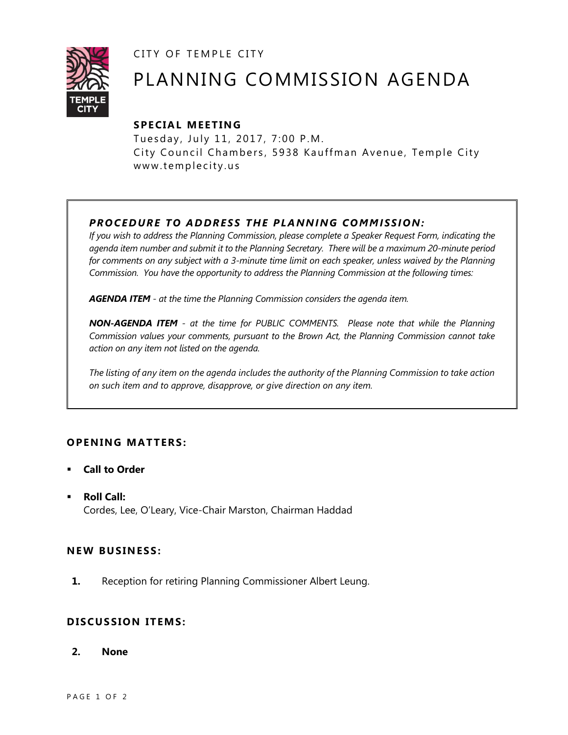CITY OF TEMPLE CITY

# PLANNING COMMISSION AGENDA

## SPECIAL MEETING

Tuesday, July 11, 2017, 7:00 P.M.
City Council Chambers, 5938 Kauffman Avenue, Temple City
www.templecity.us

### *PROCEDURE TO ADDRESS THE PLANNING COMMISSION:*

*If you wish to address the Planning Commission, please complete a Speaker Request Form, indicating the agenda item number and submit it to the Planning Secretary. There will be a maximum 20-minute period for comments on any subject with a 3-minute time limit on each speaker, unless waived by the Planning Commission. You have the opportunity to address the Planning Commission at the following times:*

***AGENDA ITEM*** *- at the time the Planning Commission considers the agenda item.*

***NON-AGENDA ITEM*** *- at the time for PUBLIC COMMENTS. Please note that while the Planning Commission values your comments, pursuant to the Brown Act, the Planning Commission cannot take action on any item not listed on the agenda.*

*The listing of any item on the agenda includes the authority of the Planning Commission to take action on such item and to approve, disapprove, or give direction on any item.*

## OPENING MATTERS:

- **Call to Order**
- **Roll Call:**
  Cordes, Lee, O'Leary, Vice-Chair Marston, Chairman Haddad

## NEW BUSINESS:

**1.** Reception for retiring Planning Commissioner Albert Leung.

## DISCUSSION ITEMS:

**2. None**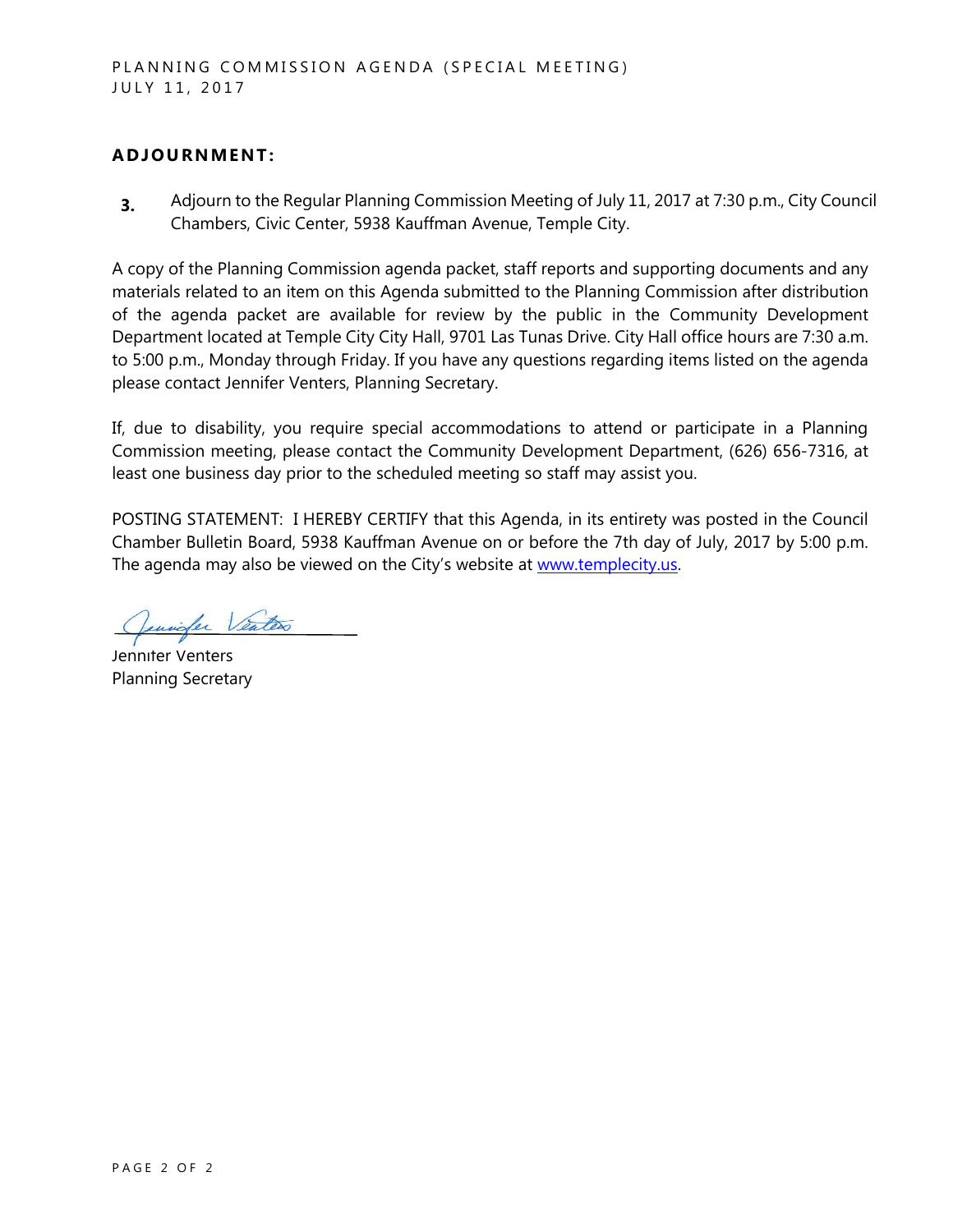## ADJOURNMENT:

**3.** Adjourn to the Regular Planning Commission Meeting of July 11, 2017 at 7:30 p.m., City Council Chambers, Civic Center, 5938 Kauffman Avenue, Temple City.

A copy of the Planning Commission agenda packet, staff reports and supporting documents and any materials related to an item on this Agenda submitted to the Planning Commission after distribution of the agenda packet are available for review by the public in the Community Development Department located at Temple City City Hall, 9701 Las Tunas Drive. City Hall office hours are 7:30 a.m. to 5:00 p.m., Monday through Friday. If you have any questions regarding items listed on the agenda please contact Jennifer Venters, Planning Secretary.

If, due to disability, you require special accommodations to attend or participate in a Planning Commission meeting, please contact the Community Development Department, (626) 656-7316, at least one business day prior to the scheduled meeting so staff may assist you.

POSTING STATEMENT: I HEREBY CERTIFY that this Agenda, in its entirety was posted in the Council Chamber Bulletin Board, 5938 Kauffman Avenue on or before the 7th day of July, 2017 by 5:00 p.m. The agenda may also be viewed on the City's website at www.templecity.us.

Jennifer Venters
Planning Secretary